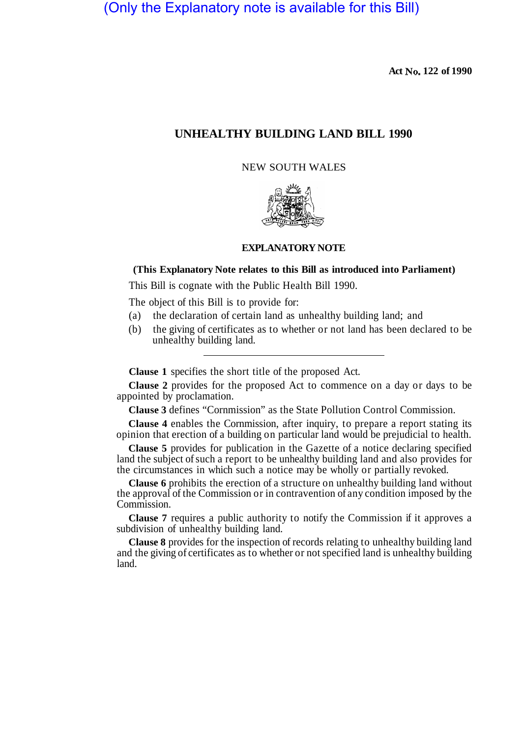(Only the Explanatory note is available for this Bill)

Act No. 122 of 1990

# UNHEALTHY BUILDING LAND BILL 1990

NEW SOUTH WALES

## EXPLANATORY NOTE

**(This Explanatory Note relates to this Bill as introduced into Parliament)**

This Bill is cognate with the Public Health Bill 1990.

The object of this Bill is to provide for:

(a) the declaration of certain land as unhealthy building land; and

(b) the giving of certificates as to whether or not land has been declared to be unhealthy building land.

---

**Clause 1** specifies the short title of the proposed Act.

**Clause 2** provides for the proposed Act to commence on a day or days to be appointed by proclamation.

**Clause 3** defines "Commission" as the State Pollution Control Commission.

**Clause 4** enables the Commission, after inquiry, to prepare a report stating its opinion that erection of a building on particular land would be prejudicial to health.

**Clause 5** provides for publication in the Gazette of a notice declaring specified land the subject of such a report to be unhealthy building land and also provides for the circumstances in which such a notice may be wholly or partially revoked.

**Clause 6** prohibits the erection of a structure on unhealthy building land without the approval of the Commission or in contravention of any condition imposed by the Commission.

**Clause 7** requires a public authority to notify the Commission if it approves a subdivision of unhealthy building land.

**Clause 8** provides for the inspection of records relating to unhealthy building land and the giving of certificates as to whether or not specified land is unhealthy building land.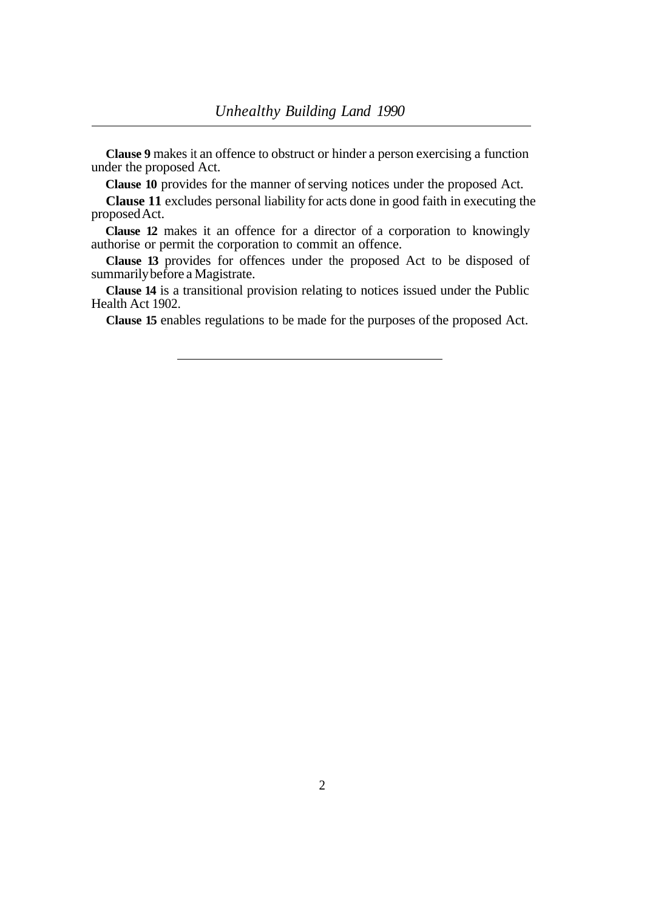**Clause 9** makes it an offence to obstruct or hinder a person exercising a function under the proposed Act.

**Clause 10** provides for the manner of serving notices under the proposed Act.

**Clause 11** excludes personal liability for acts done in good faith in executing the proposed Act.

**Clause 12** makes it an offence for a director of a corporation to knowingly authorise or permit the corporation to commit an offence.

**Clause 13** provides for offences under the proposed Act to be disposed of summarily before a Magistrate.

**Clause 14** is a transitional provision relating to notices issued under the Public Health Act 1902.

**Clause 15** enables regulations to be made for the purposes of the proposed Act.